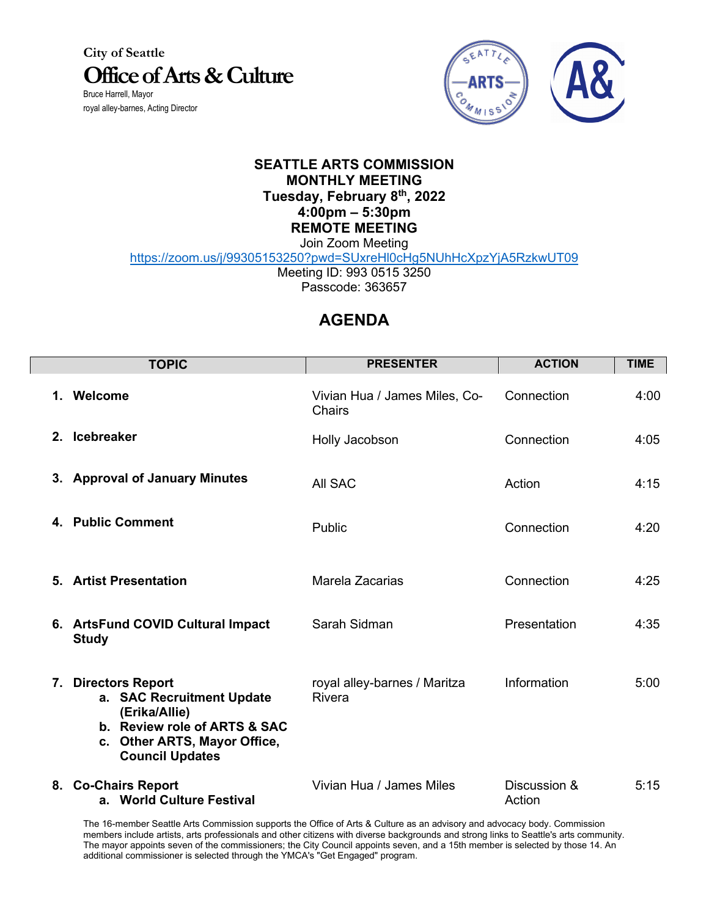City of Seattle

# Office of Arts & Culture

Bruce Harrell, Mayor
royal alley-barnes, Acting Director

**SEATTLE ARTS COMMISSION**
**MONTHLY MEETING**
**Tuesday, February 8th, 2022**
**4:00pm – 5:30pm**
**REMOTE MEETING**

Join Zoom Meeting
https://zoom.us/j/99305153250?pwd=SUxreHl0cHg5NUhHcXpzYjA5RzkwUT09
Meeting ID: 993 0515 3250
Passcode: 363657

## AGENDA

| TOPIC | PRESENTER | ACTION | TIME |
|---|---|---|---|
| **1. Welcome** | Vivian Hua / James Miles, Co-Chairs | Connection | 4:00 |
| **2. Icebreaker** | Holly Jacobson | Connection | 4:05 |
| **3. Approval of January Minutes** | All SAC | Action | 4:15 |
| **4. Public Comment** | Public | Connection | 4:20 |
| **5. Artist Presentation** | Marela Zacarias | Connection | 4:25 |
| **6. ArtsFund COVID Cultural Impact Study** | Sarah Sidman | Presentation | 4:35 |
| **7. Directors Report**<br>**a. SAC Recruitment Update (Erika/Allie)**<br>**b. Review role of ARTS & SAC**<br>**c. Other ARTS, Mayor Office, Council Updates** | royal alley-barnes / Maritza Rivera | Information | 5:00 |
| **8. Co-Chairs Report**<br>**a. World Culture Festival** | Vivian Hua / James Miles | Discussion & Action | 5:15 |

The 16-member Seattle Arts Commission supports the Office of Arts & Culture as an advisory and advocacy body. Commission members include artists, arts professionals and other citizens with diverse backgrounds and strong links to Seattle's arts community. The mayor appoints seven of the commissioners; the City Council appoints seven, and a 15th member is selected by those 14. An additional commissioner is selected through the YMCA's "Get Engaged" program.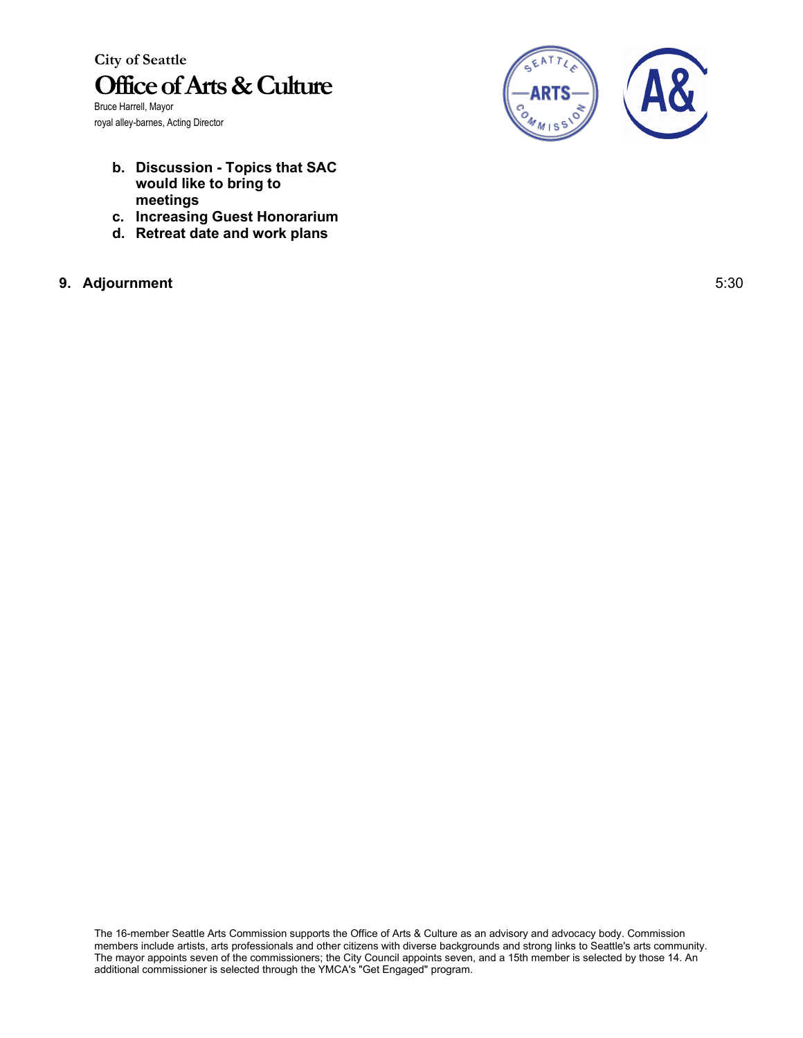City of Seattle

**Office of Arts & Culture**

Bruce Harrell, Mayor

royal alley-barnes, Acting Director

- **b. Discussion - Topics that SAC would like to bring to meetings**
- **c. Increasing Guest Honorarium**
- **d. Retreat date and work plans**

**9. Adjournment** 5:30

The 16-member Seattle Arts Commission supports the Office of Arts & Culture as an advisory and advocacy body. Commission members include artists, arts professionals and other citizens with diverse backgrounds and strong links to Seattle's arts community. The mayor appoints seven of the commissioners; the City Council appoints seven, and a 15th member is selected by those 14. An additional commissioner is selected through the YMCA's "Get Engaged" program.